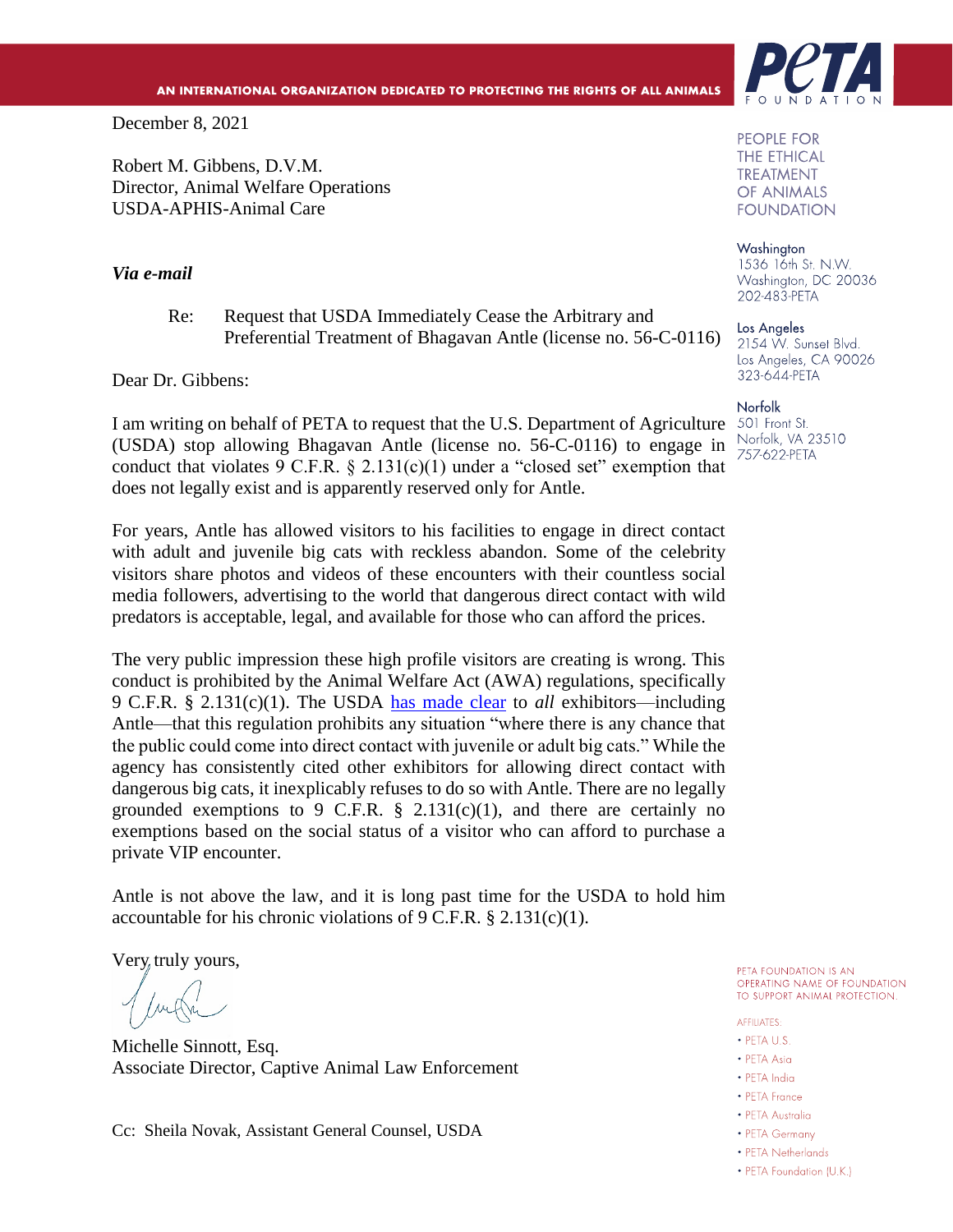AN INTERNATIONAL ORGANIZATION DEDICATED TO PROTECTING THE RIGHTS OF ALL ANIMALS

PeTA FOUNDATION

PEOPLE FOR THE ETHICAL TREATMENT OF ANIMALS FOUNDATION

Washington
1536 16th St. N.W.
Washington, DC 20036
202-483-PETA

Los Angeles
2154 W. Sunset Blvd.
Los Angeles, CA 90026
323-644-PETA

Norfolk
501 Front St.
Norfolk, VA 23510
757-622-PETA

December 8, 2021

Robert M. Gibbens, D.V.M.
Director, Animal Welfare Operations
USDA-APHIS-Animal Care

*Via e-mail*

Re: Request that USDA Immediately Cease the Arbitrary and Preferential Treatment of Bhagavan Antle (license no. 56-C-0116)

Dear Dr. Gibbens:

I am writing on behalf of PETA to request that the U.S. Department of Agriculture (USDA) stop allowing Bhagavan Antle (license no. 56-C-0116) to engage in conduct that violates 9 C.F.R. § 2.131(c)(1) under a "closed set" exemption that does not legally exist and is apparently reserved only for Antle.

For years, Antle has allowed visitors to his facilities to engage in direct contact with adult and juvenile big cats with reckless abandon. Some of the celebrity visitors share photos and videos of these encounters with their countless social media followers, advertising to the world that dangerous direct contact with wild predators is acceptable, legal, and available for those who can afford the prices.

The very public impression these high profile visitors are creating is wrong. This conduct is prohibited by the Animal Welfare Act (AWA) regulations, specifically 9 C.F.R. § 2.131(c)(1). The USDA has made clear to *all* exhibitors—including Antle—that this regulation prohibits any situation "where there is any chance that the public could come into direct contact with juvenile or adult big cats." While the agency has consistently cited other exhibitors for allowing direct contact with dangerous big cats, it inexplicably refuses to do so with Antle. There are no legally grounded exemptions to 9 C.F.R. § 2.131(c)(1), and there are certainly no exemptions based on the social status of a visitor who can afford to purchase a private VIP encounter.

Antle is not above the law, and it is long past time for the USDA to hold him accountable for his chronic violations of 9 C.F.R. § 2.131(c)(1).

Very truly yours,

Michelle Sinnott, Esq.
Associate Director, Captive Animal Law Enforcement

Cc: Sheila Novak, Assistant General Counsel, USDA

PETA FOUNDATION IS AN OPERATING NAME OF FOUNDATION TO SUPPORT ANIMAL PROTECTION.

AFFILIATES:
- PETA U.S.
- PETA Asia
- PETA India
- PETA France
- PETA Australia
- PETA Germany
- PETA Netherlands
- PETA Foundation (U.K.)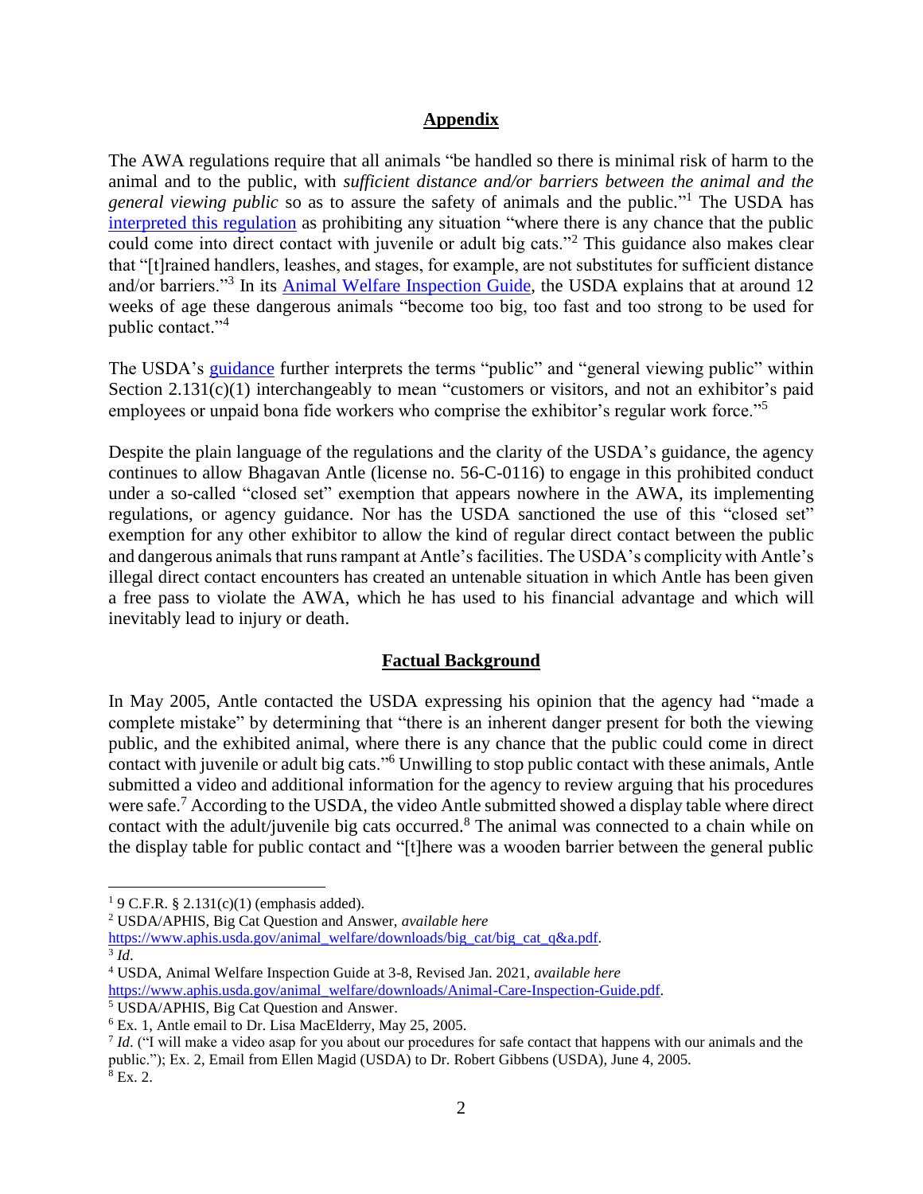## Appendix

The AWA regulations require that all animals "be handled so there is minimal risk of harm to the animal and to the public, with *sufficient distance and/or barriers between the animal and the general viewing public* so as to assure the safety of animals and the public."[1] The USDA has interpreted this regulation as prohibiting any situation "where there is any chance that the public could come into direct contact with juvenile or adult big cats."[2] This guidance also makes clear that "[t]rained handlers, leashes, and stages, for example, are not substitutes for sufficient distance and/or barriers."[3] In its Animal Welfare Inspection Guide, the USDA explains that at around 12 weeks of age these dangerous animals "become too big, too fast and too strong to be used for public contact."[4]

The USDA's guidance further interprets the terms "public" and "general viewing public" within Section 2.131(c)(1) interchangeably to mean "customers or visitors, and not an exhibitor's paid employees or unpaid bona fide workers who comprise the exhibitor's regular work force."[5]

Despite the plain language of the regulations and the clarity of the USDA's guidance, the agency continues to allow Bhagavan Antle (license no. 56-C-0116) to engage in this prohibited conduct under a so-called "closed set" exemption that appears nowhere in the AWA, its implementing regulations, or agency guidance. Nor has the USDA sanctioned the use of this "closed set" exemption for any other exhibitor to allow the kind of regular direct contact between the public and dangerous animals that runs rampant at Antle's facilities. The USDA's complicity with Antle's illegal direct contact encounters has created an untenable situation in which Antle has been given a free pass to violate the AWA, which he has used to his financial advantage and which will inevitably lead to injury or death.

## Factual Background

In May 2005, Antle contacted the USDA expressing his opinion that the agency had "made a complete mistake" by determining that "there is an inherent danger present for both the viewing public, and the exhibited animal, where there is any chance that the public could come in direct contact with juvenile or adult big cats."[6] Unwilling to stop public contact with these animals, Antle submitted a video and additional information for the agency to review arguing that his procedures were safe.[7] According to the USDA, the video Antle submitted showed a display table where direct contact with the adult/juvenile big cats occurred.[8] The animal was connected to a chain while on the display table for public contact and "[t]here was a wooden barrier between the general public

---

[1] 9 C.F.R. § 2.131(c)(1) (emphasis added).

[2] USDA/APHIS, Big Cat Question and Answer, *available here* https://www.aphis.usda.gov/animal_welfare/downloads/big_cat/big_cat_q&a.pdf.

[3] *Id*.

[4] USDA, Animal Welfare Inspection Guide at 3-8, Revised Jan. 2021, *available here* https://www.aphis.usda.gov/animal_welfare/downloads/Animal-Care-Inspection-Guide.pdf.

[5] USDA/APHIS, Big Cat Question and Answer.

[6] Ex. 1, Antle email to Dr. Lisa MacElderry, May 25, 2005.

[7] *Id*. ("I will make a video asap for you about our procedures for safe contact that happens with our animals and the public."); Ex. 2, Email from Ellen Magid (USDA) to Dr. Robert Gibbens (USDA), June 4, 2005.

[8] Ex. 2.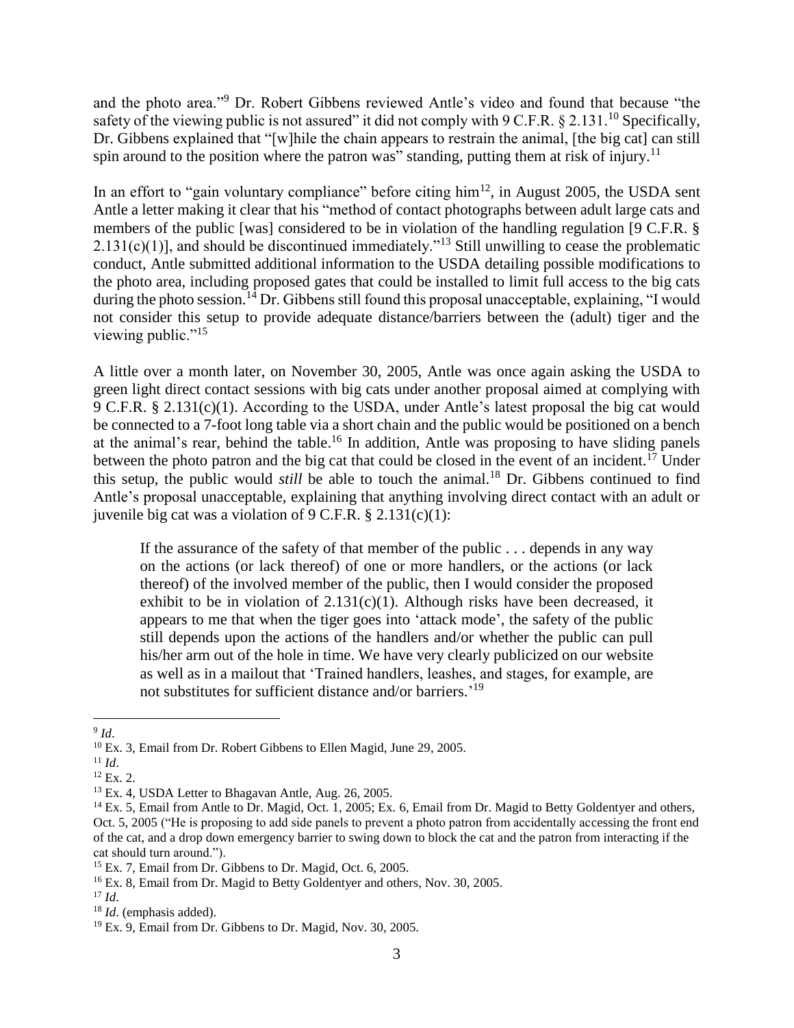and the photo area."[9] Dr. Robert Gibbens reviewed Antle's video and found that because "the safety of the viewing public is not assured" it did not comply with 9 C.F.R. § 2.131.[10] Specifically, Dr. Gibbens explained that "[w]hile the chain appears to restrain the animal, [the big cat] can still spin around to the position where the patron was" standing, putting them at risk of injury.[11]

In an effort to "gain voluntary compliance" before citing him[12], in August 2005, the USDA sent Antle a letter making it clear that his "method of contact photographs between adult large cats and members of the public [was] considered to be in violation of the handling regulation [9 C.F.R. § 2.131(c)(1)], and should be discontinued immediately."[13] Still unwilling to cease the problematic conduct, Antle submitted additional information to the USDA detailing possible modifications to the photo area, including proposed gates that could be installed to limit full access to the big cats during the photo session.[14] Dr. Gibbens still found this proposal unacceptable, explaining, "I would not consider this setup to provide adequate distance/barriers between the (adult) tiger and the viewing public."[15]

A little over a month later, on November 30, 2005, Antle was once again asking the USDA to green light direct contact sessions with big cats under another proposal aimed at complying with 9 C.F.R. § 2.131(c)(1). According to the USDA, under Antle's latest proposal the big cat would be connected to a 7-foot long table via a short chain and the public would be positioned on a bench at the animal's rear, behind the table.[16] In addition, Antle was proposing to have sliding panels between the photo patron and the big cat that could be closed in the event of an incident.[17] Under this setup, the public would *still* be able to touch the animal.[18] Dr. Gibbens continued to find Antle's proposal unacceptable, explaining that anything involving direct contact with an adult or juvenile big cat was a violation of 9 C.F.R. § 2.131(c)(1):

> If the assurance of the safety of that member of the public . . . depends in any way on the actions (or lack thereof) of one or more handlers, or the actions (or lack thereof) of the involved member of the public, then I would consider the proposed exhibit to be in violation of 2.131(c)(1). Although risks have been decreased, it appears to me that when the tiger goes into 'attack mode', the safety of the public still depends upon the actions of the handlers and/or whether the public can pull his/her arm out of the hole in time. We have very clearly publicized on our website as well as in a mailout that 'Trained handlers, leashes, and stages, for example, are not substitutes for sufficient distance and/or barriers.'[19]

---

[9] *Id*.

[10] Ex. 3, Email from Dr. Robert Gibbens to Ellen Magid, June 29, 2005.

[11] *Id*.

[12] Ex. 2.

[13] Ex. 4, USDA Letter to Bhagavan Antle, Aug. 26, 2005.

[14] Ex. 5, Email from Antle to Dr. Magid, Oct. 1, 2005; Ex. 6, Email from Dr. Magid to Betty Goldentyer and others, Oct. 5, 2005 ("He is proposing to add side panels to prevent a photo patron from accidentally accessing the front end of the cat, and a drop down emergency barrier to swing down to block the cat and the patron from interacting if the cat should turn around.").

[15] Ex. 7, Email from Dr. Gibbens to Dr. Magid, Oct. 6, 2005.

[16] Ex. 8, Email from Dr. Magid to Betty Goldentyer and others, Nov. 30, 2005.

[17] *Id*.

[18] *Id*. (emphasis added).

[19] Ex. 9, Email from Dr. Gibbens to Dr. Magid, Nov. 30, 2005.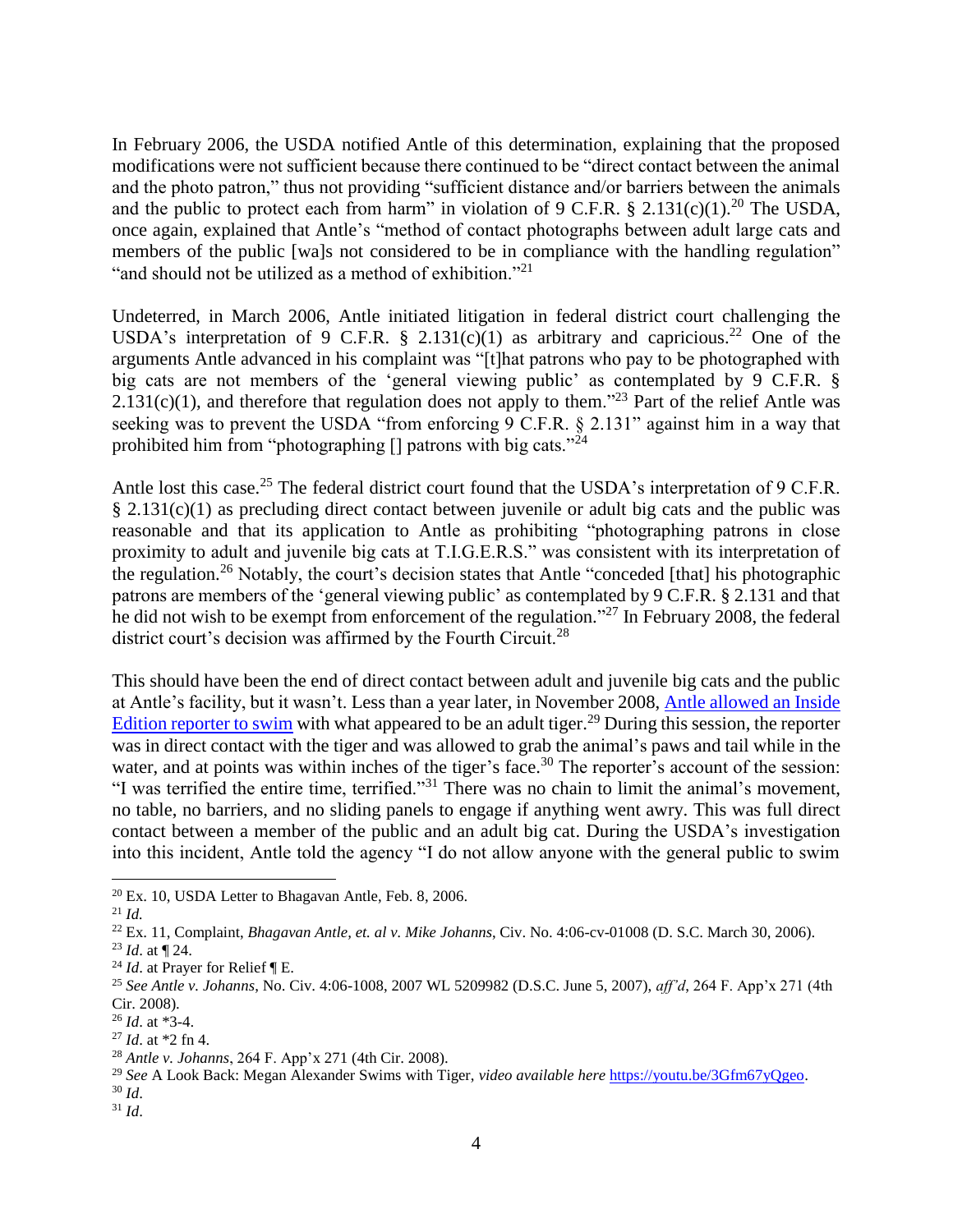In February 2006, the USDA notified Antle of this determination, explaining that the proposed modifications were not sufficient because there continued to be "direct contact between the animal and the photo patron," thus not providing "sufficient distance and/or barriers between the animals and the public to protect each from harm" in violation of 9 C.F.R. § 2.131(c)(1).[20] The USDA, once again, explained that Antle's "method of contact photographs between adult large cats and members of the public [wa]s not considered to be in compliance with the handling regulation" "and should not be utilized as a method of exhibition."[21]

Undeterred, in March 2006, Antle initiated litigation in federal district court challenging the USDA's interpretation of 9 C.F.R. § 2.131(c)(1) as arbitrary and capricious.[22] One of the arguments Antle advanced in his complaint was "[t]hat patrons who pay to be photographed with big cats are not members of the 'general viewing public' as contemplated by 9 C.F.R. § 2.131(c)(1), and therefore that regulation does not apply to them."[23] Part of the relief Antle was seeking was to prevent the USDA "from enforcing 9 C.F.R. § 2.131" against him in a way that prohibited him from "photographing [] patrons with big cats."[24]

Antle lost this case.[25] The federal district court found that the USDA's interpretation of 9 C.F.R. § 2.131(c)(1) as precluding direct contact between juvenile or adult big cats and the public was reasonable and that its application to Antle as prohibiting "photographing patrons in close proximity to adult and juvenile big cats at T.I.G.E.R.S." was consistent with its interpretation of the regulation.[26] Notably, the court's decision states that Antle "conceded [that] his photographic patrons are members of the 'general viewing public' as contemplated by 9 C.F.R. § 2.131 and that he did not wish to be exempt from enforcement of the regulation."[27] In February 2008, the federal district court's decision was affirmed by the Fourth Circuit.[28]

This should have been the end of direct contact between adult and juvenile big cats and the public at Antle's facility, but it wasn't. Less than a year later, in November 2008, [Antle allowed an Inside Edition reporter to swim](https://youtu.be/3Gfm67yQgeo) with what appeared to be an adult tiger.[29] During this session, the reporter was in direct contact with the tiger and was allowed to grab the animal's paws and tail while in the water, and at points was within inches of the tiger's face.[30] The reporter's account of the session: "I was terrified the entire time, terrified."[31] There was no chain to limit the animal's movement, no table, no barriers, and no sliding panels to engage if anything went awry. This was full direct contact between a member of the public and an adult big cat. During the USDA's investigation into this incident, Antle told the agency "I do not allow anyone with the general public to swim

---

[20] Ex. 10, USDA Letter to Bhagavan Antle, Feb. 8, 2006.

[21] *Id.*

[22] Ex. 11, Complaint, *Bhagavan Antle, et. al v. Mike Johanns*, Civ. No. 4:06-cv-01008 (D. S.C. March 30, 2006).

[23] *Id*. at ¶ 24.

[24] *Id*. at Prayer for Relief ¶ E.

[25] *See Antle v. Johanns*, No. Civ. 4:06-1008, 2007 WL 5209982 (D.S.C. June 5, 2007), *aff'd*, 264 F. App'x 271 (4th Cir. 2008).

[26] *Id*. at *3-4.

[27] *Id*. at *2 fn 4.

[28] *Antle v. Johanns*, 264 F. App'x 271 (4th Cir. 2008).

[29] *See* A Look Back: Megan Alexander Swims with Tiger, *video available here* https://youtu.be/3Gfm67yQgeo.

[30] *Id*.

[31] *Id*.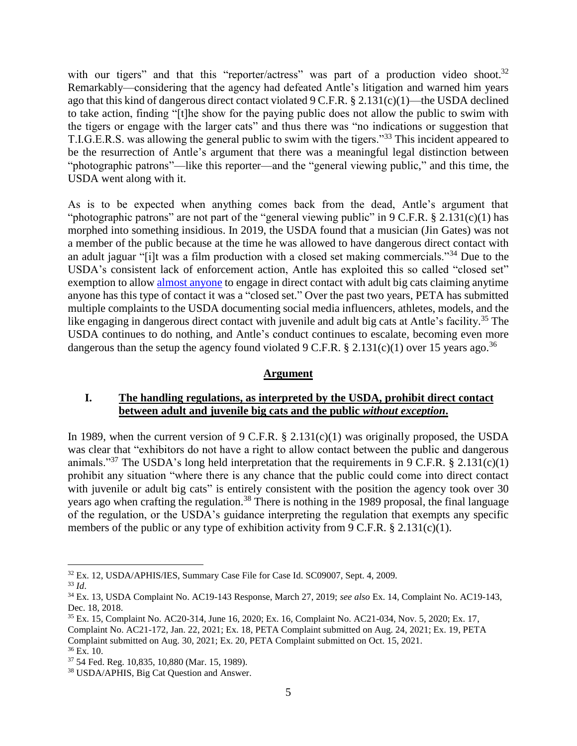with our tigers" and that this "reporter/actress" was part of a production video shoot.[32] Remarkably—considering that the agency had defeated Antle's litigation and warned him years ago that this kind of dangerous direct contact violated 9 C.F.R. § 2.131(c)(1)—the USDA declined to take action, finding "[t]he show for the paying public does not allow the public to swim with the tigers or engage with the larger cats" and thus there was "no indications or suggestion that T.I.G.E.R.S. was allowing the general public to swim with the tigers."[33] This incident appeared to be the resurrection of Antle's argument that there was a meaningful legal distinction between "photographic patrons"—like this reporter—and the "general viewing public," and this time, the USDA went along with it.

As is to be expected when anything comes back from the dead, Antle's argument that "photographic patrons" are not part of the "general viewing public" in 9 C.F.R. § 2.131(c)(1) has morphed into something insidious. In 2019, the USDA found that a musician (Jin Gates) was not a member of the public because at the time he was allowed to have dangerous direct contact with an adult jaguar "[i]t was a film production with a closed set making commercials."[34] Due to the USDA's consistent lack of enforcement action, Antle has exploited this so called "closed set" exemption to allow almost anyone to engage in direct contact with adult big cats claiming anytime anyone has this type of contact it was a "closed set." Over the past two years, PETA has submitted multiple complaints to the USDA documenting social media influencers, athletes, models, and the like engaging in dangerous direct contact with juvenile and adult big cats at Antle's facility.[35] The USDA continues to do nothing, and Antle's conduct continues to escalate, becoming even more dangerous than the setup the agency found violated 9 C.F.R. § 2.131(c)(1) over 15 years ago.[36]

## Argument

### I. The handling regulations, as interpreted by the USDA, prohibit direct contact between adult and juvenile big cats and the public *without exception*.

In 1989, when the current version of 9 C.F.R. § 2.131(c)(1) was originally proposed, the USDA was clear that "exhibitors do not have a right to allow contact between the public and dangerous animals."[37] The USDA's long held interpretation that the requirements in 9 C.F.R. § 2.131(c)(1) prohibit any situation "where there is any chance that the public could come into direct contact with juvenile or adult big cats" is entirely consistent with the position the agency took over 30 years ago when crafting the regulation.[38] There is nothing in the 1989 proposal, the final language of the regulation, or the USDA's guidance interpreting the regulation that exempts any specific members of the public or any type of exhibition activity from 9 C.F.R. § 2.131(c)(1).

---

[32] Ex. 12, USDA/APHIS/IES, Summary Case File for Case Id. SC09007, Sept. 4, 2009.

[33] *Id*.

[34] Ex. 13, USDA Complaint No. AC19-143 Response, March 27, 2019; *see also* Ex. 14, Complaint No. AC19-143, Dec. 18, 2018.

[35] Ex. 15, Complaint No. AC20-314, June 16, 2020; Ex. 16, Complaint No. AC21-034, Nov. 5, 2020; Ex. 17, Complaint No. AC21-172, Jan. 22, 2021; Ex. 18, PETA Complaint submitted on Aug. 24, 2021; Ex. 19, PETA Complaint submitted on Aug. 30, 2021; Ex. 20, PETA Complaint submitted on Oct. 15, 2021.

[36] Ex. 10.

[37] 54 Fed. Reg. 10,835, 10,880 (Mar. 15, 1989).

[38] USDA/APHIS, Big Cat Question and Answer.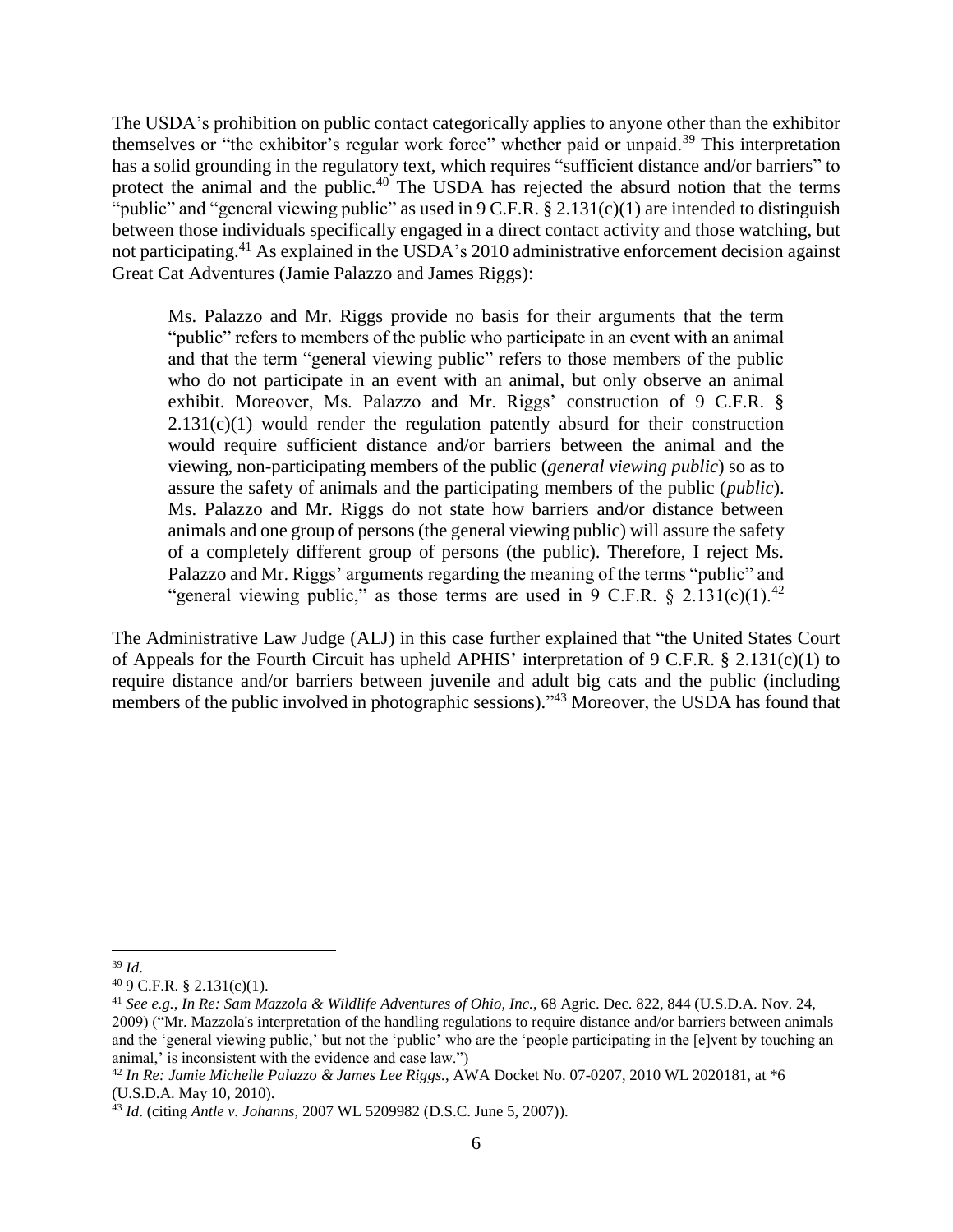The USDA's prohibition on public contact categorically applies to anyone other than the exhibitor themselves or "the exhibitor's regular work force" whether paid or unpaid.[39] This interpretation has a solid grounding in the regulatory text, which requires "sufficient distance and/or barriers" to protect the animal and the public.[40] The USDA has rejected the absurd notion that the terms "public" and "general viewing public" as used in 9 C.F.R. § 2.131(c)(1) are intended to distinguish between those individuals specifically engaged in a direct contact activity and those watching, but not participating.[41] As explained in the USDA's 2010 administrative enforcement decision against Great Cat Adventures (Jamie Palazzo and James Riggs):

> Ms. Palazzo and Mr. Riggs provide no basis for their arguments that the term "public" refers to members of the public who participate in an event with an animal and that the term "general viewing public" refers to those members of the public who do not participate in an event with an animal, but only observe an animal exhibit. Moreover, Ms. Palazzo and Mr. Riggs' construction of 9 C.F.R. § 2.131(c)(1) would render the regulation patently absurd for their construction would require sufficient distance and/or barriers between the animal and the viewing, non-participating members of the public (*general viewing public*) so as to assure the safety of animals and the participating members of the public (*public*). Ms. Palazzo and Mr. Riggs do not state how barriers and/or distance between animals and one group of persons (the general viewing public) will assure the safety of a completely different group of persons (the public). Therefore, I reject Ms. Palazzo and Mr. Riggs' arguments regarding the meaning of the terms "public" and "general viewing public," as those terms are used in 9 C.F.R. § 2.131(c)(1).[42]

The Administrative Law Judge (ALJ) in this case further explained that "the United States Court of Appeals for the Fourth Circuit has upheld APHIS' interpretation of 9 C.F.R. § 2.131(c)(1) to require distance and/or barriers between juvenile and adult big cats and the public (including members of the public involved in photographic sessions)."[43] Moreover, the USDA has found that

---

[39] *Id*.

[40] 9 C.F.R. § 2.131(c)(1).

[41] *See e.g.*, *In Re: Sam Mazzola & Wildlife Adventures of Ohio, Inc.*, 68 Agric. Dec. 822, 844 (U.S.D.A. Nov. 24, 2009) ("Mr. Mazzola's interpretation of the handling regulations to require distance and/or barriers between animals and the 'general viewing public,' but not the 'public' who are the 'people participating in the [e]vent by touching an animal,' is inconsistent with the evidence and case law.")

[42] *In Re: Jamie Michelle Palazzo & James Lee Riggs.*, AWA Docket No. 07-0207, 2010 WL 2020181, at *6 (U.S.D.A. May 10, 2010).

[43] *Id*. (citing *Antle v. Johanns*, 2007 WL 5209982 (D.S.C. June 5, 2007)).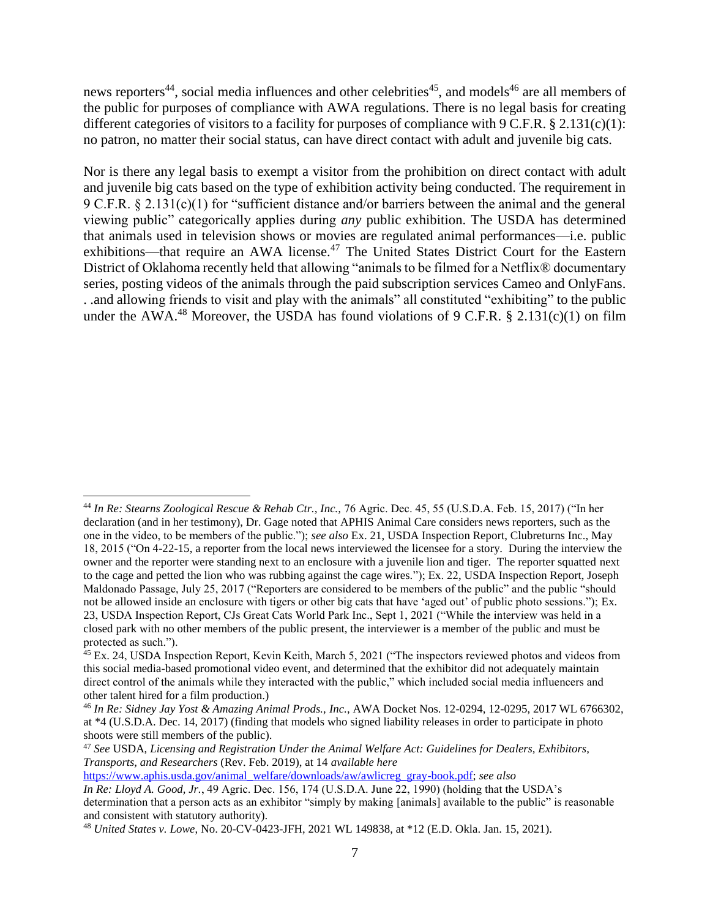news reporters[44], social media influences and other celebrities[45], and models[46] are all members of the public for purposes of compliance with AWA regulations. There is no legal basis for creating different categories of visitors to a facility for purposes of compliance with 9 C.F.R. § 2.131(c)(1): no patron, no matter their social status, can have direct contact with adult and juvenile big cats.

Nor is there any legal basis to exempt a visitor from the prohibition on direct contact with adult and juvenile big cats based on the type of exhibition activity being conducted. The requirement in 9 C.F.R. § 2.131(c)(1) for "sufficient distance and/or barriers between the animal and the general viewing public" categorically applies during *any* public exhibition. The USDA has determined that animals used in television shows or movies are regulated animal performances—i.e. public exhibitions—that require an AWA license.[47] The United States District Court for the Eastern District of Oklahoma recently held that allowing "animals to be filmed for a Netflix® documentary series, posting videos of the animals through the paid subscription services Cameo and OnlyFans. . .and allowing friends to visit and play with the animals" all constituted "exhibiting" to the public under the AWA.[48] Moreover, the USDA has found violations of 9 C.F.R. § 2.131(c)(1) on film

---

[44] *In Re: Stearns Zoological Rescue & Rehab Ctr., Inc.,* 76 Agric. Dec. 45, 55 (U.S.D.A. Feb. 15, 2017) ("In her declaration (and in her testimony), Dr. Gage noted that APHIS Animal Care considers news reporters, such as the one in the video, to be members of the public."); *see also* Ex. 21, USDA Inspection Report, Clubreturns Inc., May 18, 2015 ("On 4-22-15, a reporter from the local news interviewed the licensee for a story. During the interview the owner and the reporter were standing next to an enclosure with a juvenile lion and tiger. The reporter squatted next to the cage and petted the lion who was rubbing against the cage wires."); Ex. 22, USDA Inspection Report, Joseph Maldonado Passage, July 25, 2017 ("Reporters are considered to be members of the public" and the public "should not be allowed inside an enclosure with tigers or other big cats that have 'aged out' of public photo sessions."); Ex. 23, USDA Inspection Report, CJs Great Cats World Park Inc., Sept 1, 2021 ("While the interview was held in a closed park with no other members of the public present, the interviewer is a member of the public and must be protected as such.").

[45] Ex. 24, USDA Inspection Report, Kevin Keith, March 5, 2021 ("The inspectors reviewed photos and videos from this social media-based promotional video event, and determined that the exhibitor did not adequately maintain direct control of the animals while they interacted with the public," which included social media influencers and other talent hired for a film production.)

[46] *In Re: Sidney Jay Yost & Amazing Animal Prods., Inc.*, AWA Docket Nos. 12-0294, 12-0295, 2017 WL 6766302, at *4 (U.S.D.A. Dec. 14, 2017) (finding that models who signed liability releases in order to participate in photo shoots were still members of the public).

[47] *See* USDA, *Licensing and Registration Under the Animal Welfare Act: Guidelines for Dealers, Exhibitors, Transports, and Researchers* (Rev. Feb. 2019), at 14 *available here* https://www.aphis.usda.gov/animal_welfare/downloads/aw/awlicreg_gray-book.pdf; *see also* *In Re: Lloyd A. Good, Jr.*, 49 Agric. Dec. 156, 174 (U.S.D.A. June 22, 1990) (holding that the USDA's determination that a person acts as an exhibitor "simply by making [animals] available to the public" is reasonable and consistent with statutory authority).

[48] *United States v. Lowe*, No. 20-CV-0423-JFH, 2021 WL 149838, at *12 (E.D. Okla. Jan. 15, 2021).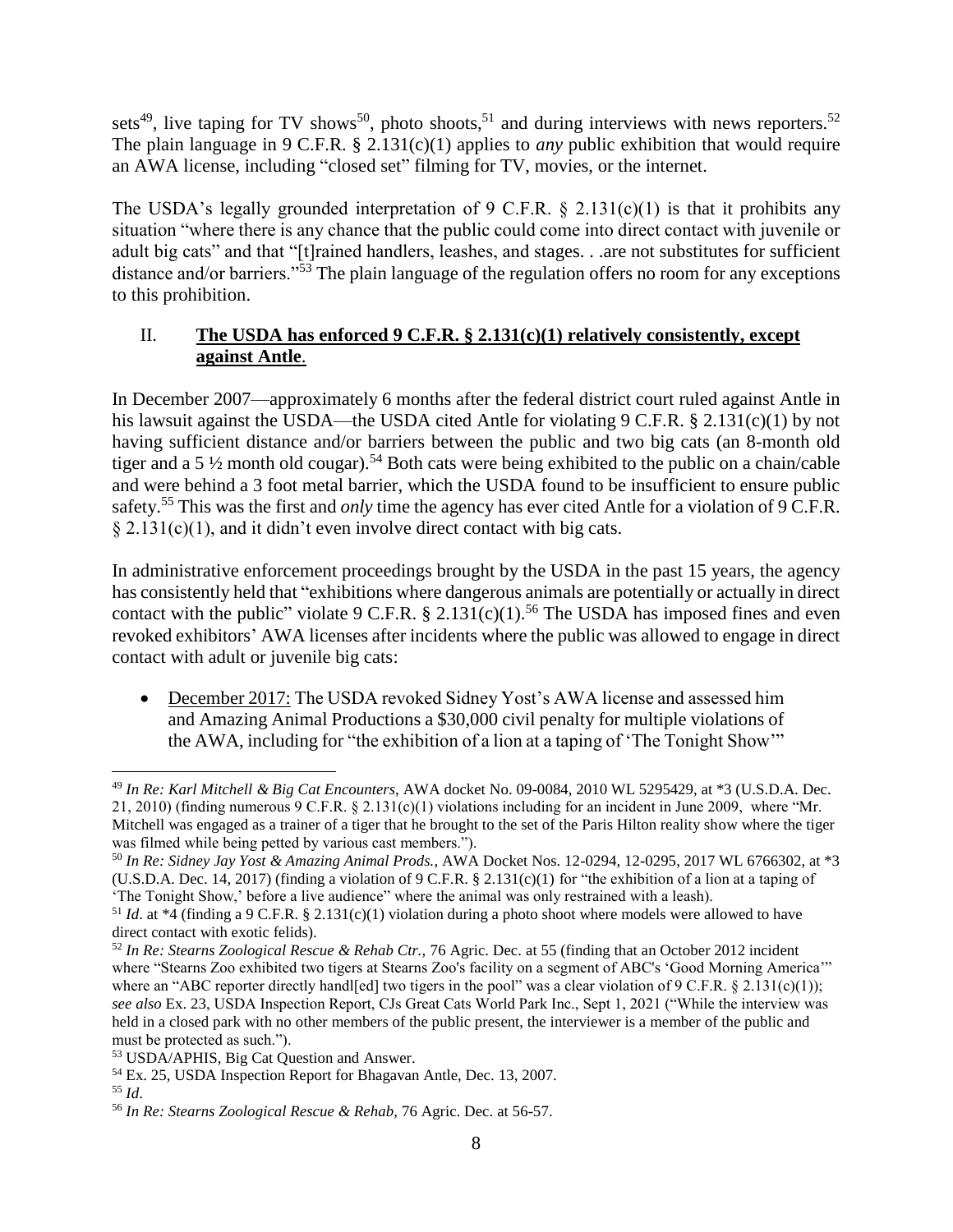sets[49], live taping for TV shows[50], photo shoots,[51] and during interviews with news reporters.[52] The plain language in 9 C.F.R. § 2.131(c)(1) applies to *any* public exhibition that would require an AWA license, including "closed set" filming for TV, movies, or the internet.

The USDA's legally grounded interpretation of 9 C.F.R. § 2.131(c)(1) is that it prohibits any situation "where there is any chance that the public could come into direct contact with juvenile or adult big cats" and that "[t]rained handlers, leashes, and stages. . .are not substitutes for sufficient distance and/or barriers."[53] The plain language of the regulation offers no room for any exceptions to this prohibition.

## II. **The USDA has enforced 9 C.F.R. § 2.131(c)(1) relatively consistently, except against Antle**.

In December 2007—approximately 6 months after the federal district court ruled against Antle in his lawsuit against the USDA—the USDA cited Antle for violating 9 C.F.R. § 2.131(c)(1) by not having sufficient distance and/or barriers between the public and two big cats (an 8-month old tiger and a 5 ½ month old cougar).[54] Both cats were being exhibited to the public on a chain/cable and were behind a 3 foot metal barrier, which the USDA found to be insufficient to ensure public safety.[55] This was the first and *only* time the agency has ever cited Antle for a violation of 9 C.F.R. § 2.131(c)(1), and it didn't even involve direct contact with big cats.

In administrative enforcement proceedings brought by the USDA in the past 15 years, the agency has consistently held that "exhibitions where dangerous animals are potentially or actually in direct contact with the public" violate 9 C.F.R. § 2.131(c)(1).[56] The USDA has imposed fines and even revoked exhibitors' AWA licenses after incidents where the public was allowed to engage in direct contact with adult or juvenile big cats:

- December 2017: The USDA revoked Sidney Yost's AWA license and assessed him and Amazing Animal Productions a $30,000 civil penalty for multiple violations of the AWA, including for "the exhibition of a lion at a taping of 'The Tonight Show'"

---

[49] *In Re: Karl Mitchell & Big Cat Encounters*, AWA docket No. 09-0084, 2010 WL 5295429, at *3 (U.S.D.A. Dec. 21, 2010) (finding numerous 9 C.F.R. § 2.131(c)(1) violations including for an incident in June 2009, where "Mr. Mitchell was engaged as a trainer of a tiger that he brought to the set of the Paris Hilton reality show where the tiger was filmed while being petted by various cast members.").

[50] *In Re: Sidney Jay Yost & Amazing Animal Prods.*, AWA Docket Nos. 12-0294, 12-0295, 2017 WL 6766302, at *3 (U.S.D.A. Dec. 14, 2017) (finding a violation of 9 C.F.R. § 2.131(c)(1) for "the exhibition of a lion at a taping of 'The Tonight Show,' before a live audience" where the animal was only restrained with a leash).

[51] *Id*. at *4 (finding a 9 C.F.R. § 2.131(c)(1) violation during a photo shoot where models were allowed to have direct contact with exotic felids).

[52] *In Re: Stearns Zoological Rescue & Rehab Ctr.*, 76 Agric. Dec. at 55 (finding that an October 2012 incident where "Stearns Zoo exhibited two tigers at Stearns Zoo's facility on a segment of ABC's 'Good Morning America'" where an "ABC reporter directly handl[ed] two tigers in the pool" was a clear violation of 9 C.F.R. § 2.131(c)(1)); *see also* Ex. 23, USDA Inspection Report, CJs Great Cats World Park Inc., Sept 1, 2021 ("While the interview was held in a closed park with no other members of the public present, the interviewer is a member of the public and must be protected as such.").

[53] USDA/APHIS, Big Cat Question and Answer.

[54] Ex. 25, USDA Inspection Report for Bhagavan Antle, Dec. 13, 2007.

[55] *Id*.

[56] *In Re: Stearns Zoological Rescue & Rehab*, 76 Agric. Dec. at 56-57.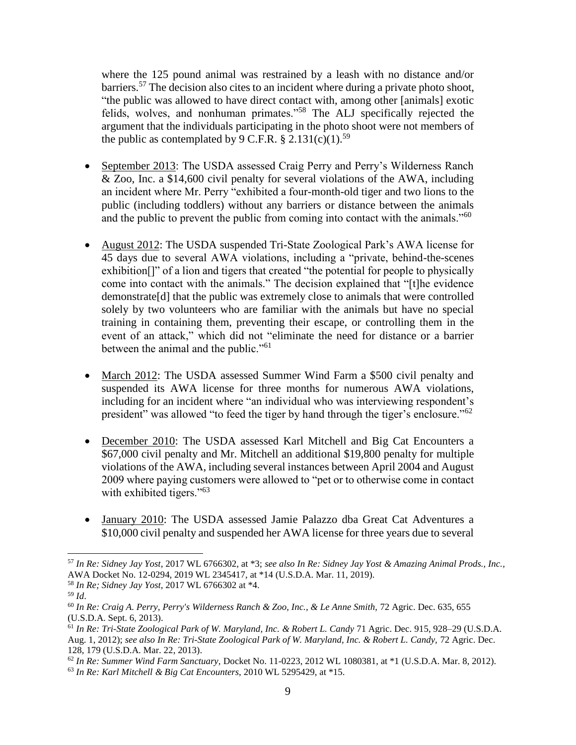where the 125 pound animal was restrained by a leash with no distance and/or barriers.[57] The decision also cites to an incident where during a private photo shoot, "the public was allowed to have direct contact with, among other [animals] exotic felids, wolves, and nonhuman primates."[58] The ALJ specifically rejected the argument that the individuals participating in the photo shoot were not members of the public as contemplated by 9 C.F.R. § 2.131(c)(1).[59]

- September 2013: The USDA assessed Craig Perry and Perry's Wilderness Ranch & Zoo, Inc. a $14,600 civil penalty for several violations of the AWA, including an incident where Mr. Perry "exhibited a four-month-old tiger and two lions to the public (including toddlers) without any barriers or distance between the animals and the public to prevent the public from coming into contact with the animals."[60]

- August 2012: The USDA suspended Tri-State Zoological Park's AWA license for 45 days due to several AWA violations, including a "private, behind-the-scenes exhibition[]" of a lion and tigers that created "the potential for people to physically come into contact with the animals." The decision explained that "[t]he evidence demonstrate[d] that the public was extremely close to animals that were controlled solely by two volunteers who are familiar with the animals but have no special training in containing them, preventing their escape, or controlling them in the event of an attack," which did not "eliminate the need for distance or a barrier between the animal and the public."[61]

- March 2012: The USDA assessed Summer Wind Farm a $500 civil penalty and suspended its AWA license for three months for numerous AWA violations, including for an incident where "an individual who was interviewing respondent's president" was allowed "to feed the tiger by hand through the tiger's enclosure."[62]

- December 2010: The USDA assessed Karl Mitchell and Big Cat Encounters a $67,000 civil penalty and Mr. Mitchell an additional $19,800 penalty for multiple violations of the AWA, including several instances between April 2004 and August 2009 where paying customers were allowed to "pet or to otherwise come in contact with exhibited tigers."[63]

- January 2010: The USDA assessed Jamie Palazzo dba Great Cat Adventures a $10,000 civil penalty and suspended her AWA license for three years due to several

---

[57] *In Re: Sidney Jay Yost*, 2017 WL 6766302, at *3; *see also In Re: Sidney Jay Yost & Amazing Animal Prods., Inc.*, AWA Docket No. 12-0294, 2019 WL 2345417, at *14 (U.S.D.A. Mar. 11, 2019).

[58] *In Re; Sidney Jay Yost*, 2017 WL 6766302 at *4.

[59] *Id*.

[60] *In Re: Craig A. Perry, Perry's Wilderness Ranch & Zoo, Inc., & Le Anne Smith,* 72 Agric. Dec. 635, 655 (U.S.D.A. Sept. 6, 2013).

[61] *In Re: Tri-State Zoological Park of W. Maryland, Inc. & Robert L. Candy* 71 Agric. Dec. 915, 928–29 (U.S.D.A. Aug. 1, 2012); *see also In Re: Tri-State Zoological Park of W. Maryland, Inc. & Robert L. Candy,* 72 Agric. Dec. 128, 179 (U.S.D.A. Mar. 22, 2013).

[62] *In Re: Summer Wind Farm Sanctuary,* Docket No. 11-0223, 2012 WL 1080381, at *1 (U.S.D.A. Mar. 8, 2012).

[63] *In Re: Karl Mitchell & Big Cat Encounters*, 2010 WL 5295429, at *15.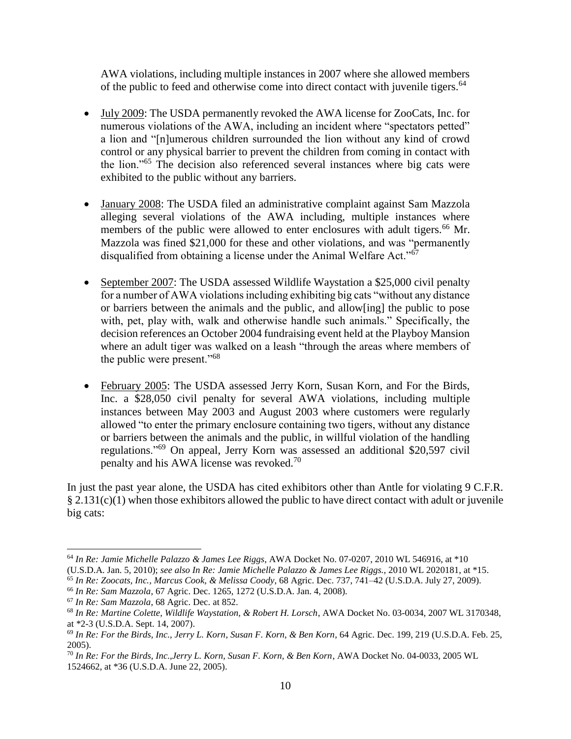AWA violations, including multiple instances in 2007 where she allowed members of the public to feed and otherwise come into direct contact with juvenile tigers.[64]

- <u>July 2009</u>: The USDA permanently revoked the AWA license for ZooCats, Inc. for numerous violations of the AWA, including an incident where "spectators petted" a lion and "[n]umerous children surrounded the lion without any kind of crowd control or any physical barrier to prevent the children from coming in contact with the lion."[65] The decision also referenced several instances where big cats were exhibited to the public without any barriers.

- <u>January 2008</u>: The USDA filed an administrative complaint against Sam Mazzola alleging several violations of the AWA including, multiple instances where members of the public were allowed to enter enclosures with adult tigers.[66] Mr. Mazzola was fined $21,000 for these and other violations, and was "permanently disqualified from obtaining a license under the Animal Welfare Act."[67]

- <u>September 2007</u>: The USDA assessed Wildlife Waystation a $25,000 civil penalty for a number of AWA violations including exhibiting big cats "without any distance or barriers between the animals and the public, and allow[ing] the public to pose with, pet, play with, walk and otherwise handle such animals." Specifically, the decision references an October 2004 fundraising event held at the Playboy Mansion where an adult tiger was walked on a leash "through the areas where members of the public were present."[68]

- <u>February 2005</u>: The USDA assessed Jerry Korn, Susan Korn, and For the Birds, Inc. a $28,050 civil penalty for several AWA violations, including multiple instances between May 2003 and August 2003 where customers were regularly allowed "to enter the primary enclosure containing two tigers, without any distance or barriers between the animals and the public, in willful violation of the handling regulations."[69] On appeal, Jerry Korn was assessed an additional $20,597 civil penalty and his AWA license was revoked.[70]

In just the past year alone, the USDA has cited exhibitors other than Antle for violating 9 C.F.R. § 2.131(c)(1) when those exhibitors allowed the public to have direct contact with adult or juvenile big cats:

---

[64] *In Re: Jamie Michelle Palazzo & James Lee Riggs*, AWA Docket No. 07-0207, 2010 WL 546916, at *10 (U.S.D.A. Jan. 5, 2010); *see also In Re: Jamie Michelle Palazzo & James Lee Riggs.*, 2010 WL 2020181, at *15.

[65] *In Re: Zoocats, Inc., Marcus Cook, & Melissa Coody*, 68 Agric. Dec. 737, 741–42 (U.S.D.A. July 27, 2009).

[66] *In Re: Sam Mazzola*, 67 Agric. Dec. 1265, 1272 (U.S.D.A. Jan. 4, 2008).

[67] *In Re: Sam Mazzola*, 68 Agric. Dec. at 852.

[68] *In Re: Martine Colette, Wildlife Waystation, & Robert H. Lorsch*, AWA Docket No. 03-0034, 2007 WL 3170348, at *2-3 (U.S.D.A. Sept. 14, 2007).

[69] *In Re: For the Birds, Inc., Jerry L. Korn, Susan F. Korn, & Ben Korn*, 64 Agric. Dec. 199, 219 (U.S.D.A. Feb. 25, 2005).

[70] *In Re: For the Birds, Inc.,Jerry L. Korn, Susan F. Korn, & Ben Korn*, AWA Docket No. 04-0033, 2005 WL 1524662, at *36 (U.S.D.A. June 22, 2005).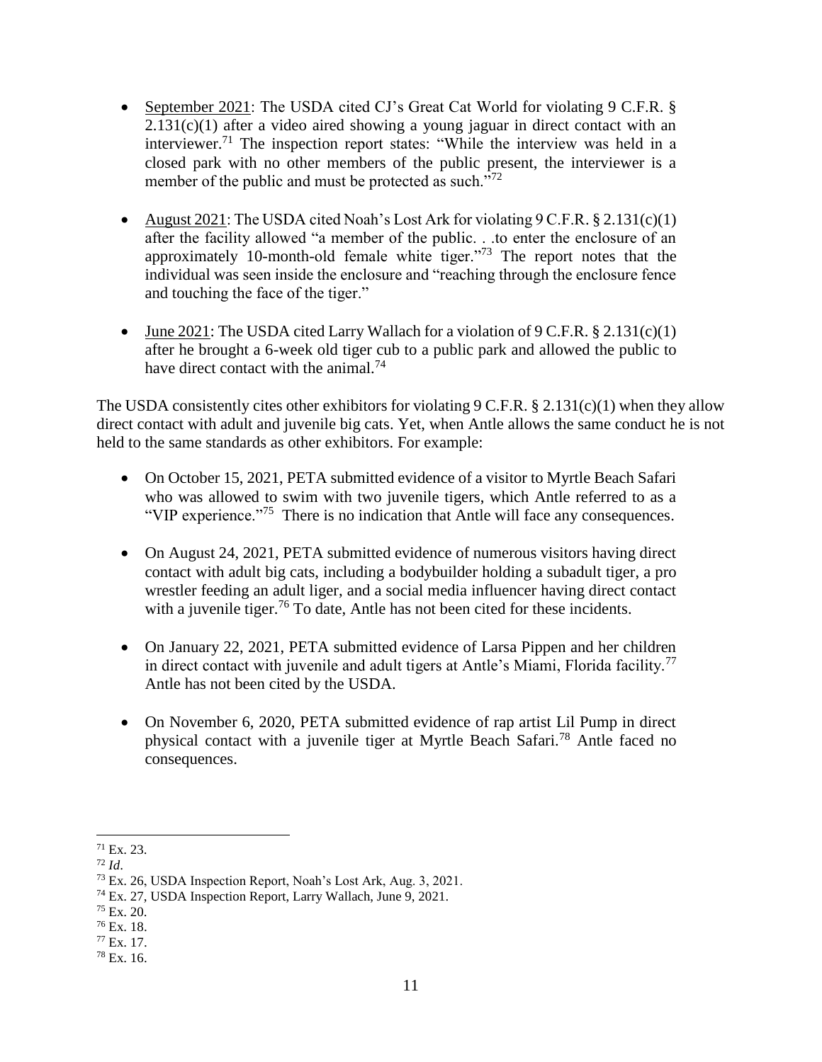- September 2021: The USDA cited CJ's Great Cat World for violating 9 C.F.R. § 2.131(c)(1) after a video aired showing a young jaguar in direct contact with an interviewer.[71] The inspection report states: "While the interview was held in a closed park with no other members of the public present, the interviewer is a member of the public and must be protected as such."[72]

- August 2021: The USDA cited Noah's Lost Ark for violating 9 C.F.R. § 2.131(c)(1) after the facility allowed "a member of the public. . .to enter the enclosure of an approximately 10-month-old female white tiger."[73] The report notes that the individual was seen inside the enclosure and "reaching through the enclosure fence and touching the face of the tiger."

- June 2021: The USDA cited Larry Wallach for a violation of 9 C.F.R. § 2.131(c)(1) after he brought a 6-week old tiger cub to a public park and allowed the public to have direct contact with the animal.[74]

The USDA consistently cites other exhibitors for violating 9 C.F.R. § 2.131(c)(1) when they allow direct contact with adult and juvenile big cats. Yet, when Antle allows the same conduct he is not held to the same standards as other exhibitors. For example:

- On October 15, 2021, PETA submitted evidence of a visitor to Myrtle Beach Safari who was allowed to swim with two juvenile tigers, which Antle referred to as a "VIP experience."[75] There is no indication that Antle will face any consequences.

- On August 24, 2021, PETA submitted evidence of numerous visitors having direct contact with adult big cats, including a bodybuilder holding a subadult tiger, a pro wrestler feeding an adult liger, and a social media influencer having direct contact with a juvenile tiger.[76] To date, Antle has not been cited for these incidents.

- On January 22, 2021, PETA submitted evidence of Larsa Pippen and her children in direct contact with juvenile and adult tigers at Antle's Miami, Florida facility.[77] Antle has not been cited by the USDA.

- On November 6, 2020, PETA submitted evidence of rap artist Lil Pump in direct physical contact with a juvenile tiger at Myrtle Beach Safari.[78] Antle faced no consequences.

---

[71] Ex. 23.

[72] *Id*.

[73] Ex. 26, USDA Inspection Report, Noah's Lost Ark, Aug. 3, 2021.

[74] Ex. 27, USDA Inspection Report, Larry Wallach, June 9, 2021.

[75] Ex. 20.

[76] Ex. 18.

[77] Ex. 17.

[78] Ex. 16.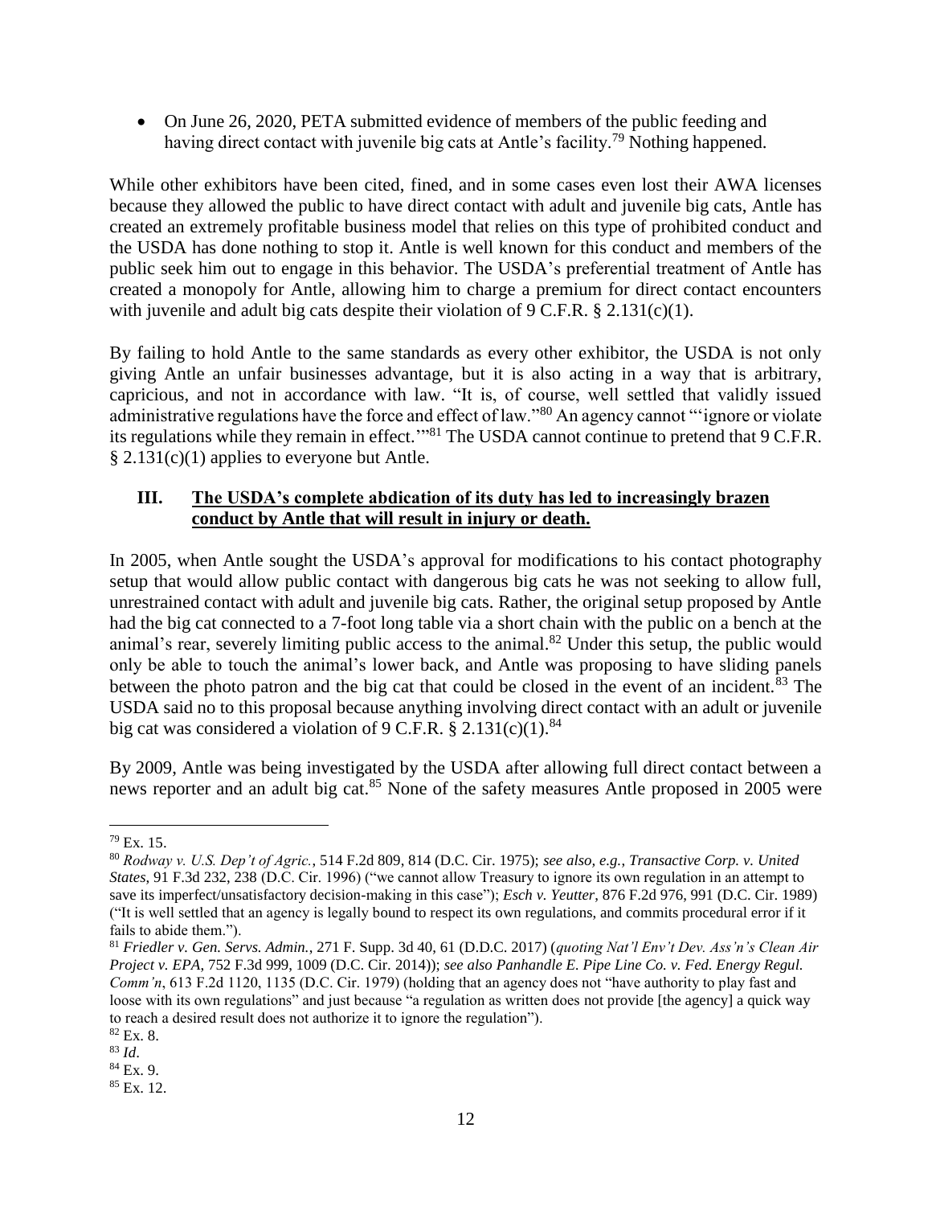- On June 26, 2020, PETA submitted evidence of members of the public feeding and having direct contact with juvenile big cats at Antle's facility.[79] Nothing happened.

While other exhibitors have been cited, fined, and in some cases even lost their AWA licenses because they allowed the public to have direct contact with adult and juvenile big cats, Antle has created an extremely profitable business model that relies on this type of prohibited conduct and the USDA has done nothing to stop it. Antle is well known for this conduct and members of the public seek him out to engage in this behavior. The USDA's preferential treatment of Antle has created a monopoly for Antle, allowing him to charge a premium for direct contact encounters with juvenile and adult big cats despite their violation of 9 C.F.R. § 2.131(c)(1).

By failing to hold Antle to the same standards as every other exhibitor, the USDA is not only giving Antle an unfair businesses advantage, but it is also acting in a way that is arbitrary, capricious, and not in accordance with law. "It is, of course, well settled that validly issued administrative regulations have the force and effect of law."[80] An agency cannot "'ignore or violate its regulations while they remain in effect.'"[81] The USDA cannot continue to pretend that 9 C.F.R. § 2.131(c)(1) applies to everyone but Antle.

## III. <u>The USDA's complete abdication of its duty has led to increasingly brazen conduct by Antle that will result in injury or death.</u>

In 2005, when Antle sought the USDA's approval for modifications to his contact photography setup that would allow public contact with dangerous big cats he was not seeking to allow full, unrestrained contact with adult and juvenile big cats. Rather, the original setup proposed by Antle had the big cat connected to a 7-foot long table via a short chain with the public on a bench at the animal's rear, severely limiting public access to the animal.[82] Under this setup, the public would only be able to touch the animal's lower back, and Antle was proposing to have sliding panels between the photo patron and the big cat that could be closed in the event of an incident.[83] The USDA said no to this proposal because anything involving direct contact with an adult or juvenile big cat was considered a violation of 9 C.F.R. § 2.131(c)(1).[84]

By 2009, Antle was being investigated by the USDA after allowing full direct contact between a news reporter and an adult big cat.[85] None of the safety measures Antle proposed in 2005 were

---

[79] Ex. 15.

[80] *Rodway v. U.S. Dep't of Agric.*, 514 F.2d 809, 814 (D.C. Cir. 1975); *see also, e.g.*, *Transactive Corp. v. United States*, 91 F.3d 232, 238 (D.C. Cir. 1996) ("we cannot allow Treasury to ignore its own regulation in an attempt to save its imperfect/unsatisfactory decision-making in this case"); *Esch v. Yeutter*, 876 F.2d 976, 991 (D.C. Cir. 1989) ("It is well settled that an agency is legally bound to respect its own regulations, and commits procedural error if it fails to abide them.").

[81] *Friedler v. Gen. Servs. Admin.*, 271 F. Supp. 3d 40, 61 (D.D.C. 2017) (*quoting Nat'l Env't Dev. Ass'n's Clean Air Project v. EPA*, 752 F.3d 999, 1009 (D.C. Cir. 2014)); *see also Panhandle E. Pipe Line Co. v. Fed. Energy Regul. Comm'n*, 613 F.2d 1120, 1135 (D.C. Cir. 1979) (holding that an agency does not "have authority to play fast and loose with its own regulations" and just because "a regulation as written does not provide [the agency] a quick way to reach a desired result does not authorize it to ignore the regulation").

[82] Ex. 8.

[83] *Id.*

[84] Ex. 9.

[85] Ex. 12.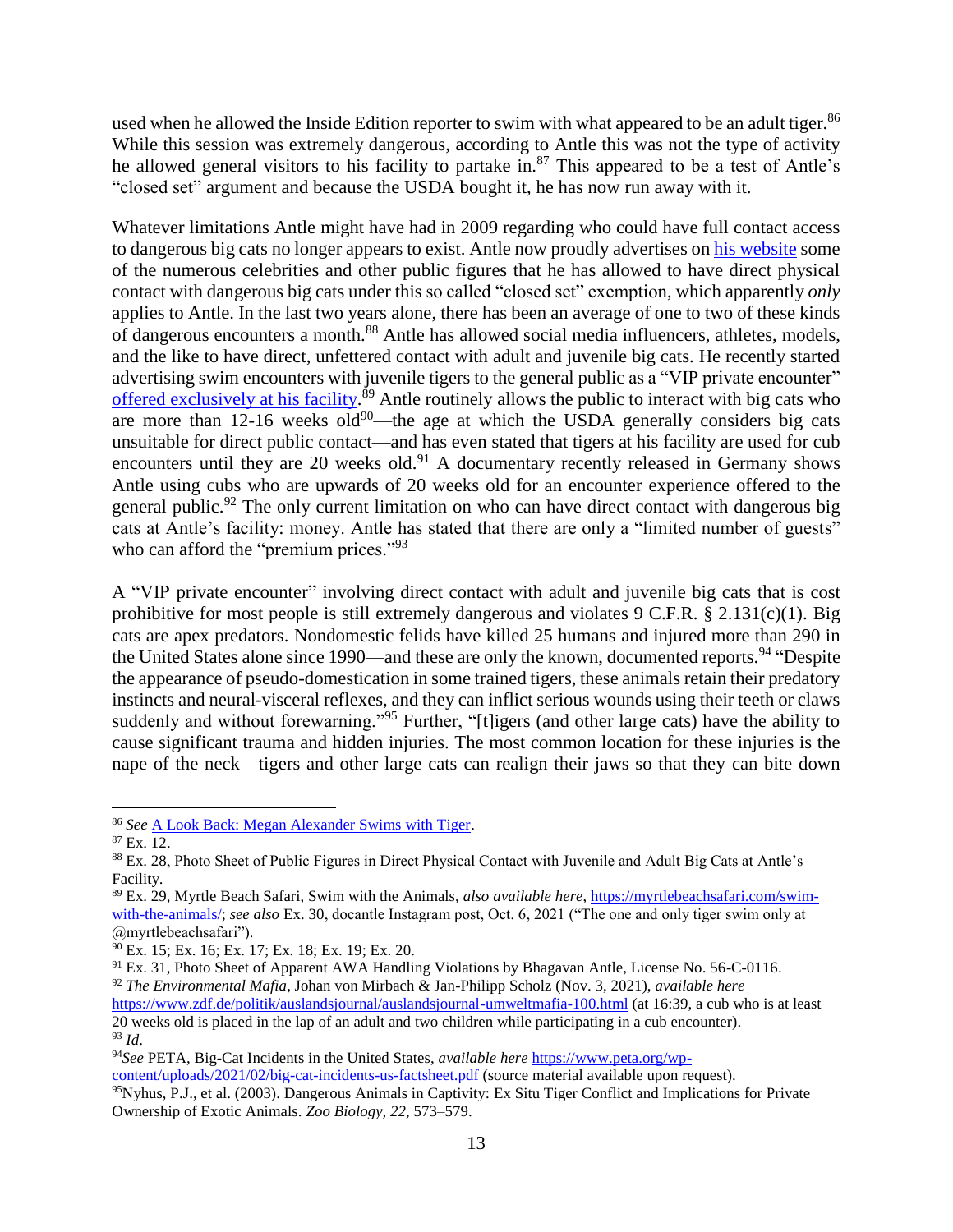used when he allowed the Inside Edition reporter to swim with what appeared to be an adult tiger.[86] While this session was extremely dangerous, according to Antle this was not the type of activity he allowed general visitors to his facility to partake in.[87] This appeared to be a test of Antle's "closed set" argument and because the USDA bought it, he has now run away with it.

Whatever limitations Antle might have had in 2009 regarding who could have full contact access to dangerous big cats no longer appears to exist. Antle now proudly advertises on his website some of the numerous celebrities and other public figures that he has allowed to have direct physical contact with dangerous big cats under this so called "closed set" exemption, which apparently *only* applies to Antle. In the last two years alone, there has been an average of one to two of these kinds of dangerous encounters a month.[88] Antle has allowed social media influencers, athletes, models, and the like to have direct, unfettered contact with adult and juvenile big cats. He recently started advertising swim encounters with juvenile tigers to the general public as a "VIP private encounter" offered exclusively at his facility.[89] Antle routinely allows the public to interact with big cats who are more than 12-16 weeks old[90]—the age at which the USDA generally considers big cats unsuitable for direct public contact—and has even stated that tigers at his facility are used for cub encounters until they are 20 weeks old.[91] A documentary recently released in Germany shows Antle using cubs who are upwards of 20 weeks old for an encounter experience offered to the general public.[92] The only current limitation on who can have direct contact with dangerous big cats at Antle's facility: money. Antle has stated that there are only a "limited number of guests" who can afford the "premium prices."[93]

A "VIP private encounter" involving direct contact with adult and juvenile big cats that is cost prohibitive for most people is still extremely dangerous and violates 9 C.F.R. § 2.131(c)(1). Big cats are apex predators. Nondomestic felids have killed 25 humans and injured more than 290 in the United States alone since 1990—and these are only the known, documented reports.[94] "Despite the appearance of pseudo-domestication in some trained tigers, these animals retain their predatory instincts and neural-visceral reflexes, and they can inflict serious wounds using their teeth or claws suddenly and without forewarning."[95] Further, "[t]igers (and other large cats) have the ability to cause significant trauma and hidden injuries. The most common location for these injuries is the nape of the neck—tigers and other large cats can realign their jaws so that they can bite down

---

[86] *See* A Look Back: Megan Alexander Swims with Tiger.

[87] Ex. 12.

[88] Ex. 28, Photo Sheet of Public Figures in Direct Physical Contact with Juvenile and Adult Big Cats at Antle's Facility.

[89] Ex. 29, Myrtle Beach Safari, Swim with the Animals, *also available here*, https://myrtlebeachsafari.com/swim-with-the-animals/; *see also* Ex. 30, docantle Instagram post, Oct. 6, 2021 ("The one and only tiger swim only at @myrtlebeachsafari").

[90] Ex. 15; Ex. 16; Ex. 17; Ex. 18; Ex. 19; Ex. 20.

[91] Ex. 31, Photo Sheet of Apparent AWA Handling Violations by Bhagavan Antle, License No. 56-C-0116.

[92] *The Environmental Mafia*, Johan von Mirbach & Jan-Philipp Scholz (Nov. 3, 2021), *available here* https://www.zdf.de/politik/auslandsjournal/auslandsjournal-umweltmafia-100.html (at 16:39, a cub who is at least 20 weeks old is placed in the lap of an adult and two children while participating in a cub encounter).

[93] *Id*.

[94] *See* PETA, Big-Cat Incidents in the United States, *available here* https://www.peta.org/wp-content/uploads/2021/02/big-cat-incidents-us-factsheet.pdf (source material available upon request).

[95] Nyhus, P.J., et al. (2003). Dangerous Animals in Captivity: Ex Situ Tiger Conflict and Implications for Private Ownership of Exotic Animals. *Zoo Biology, 22*, 573–579.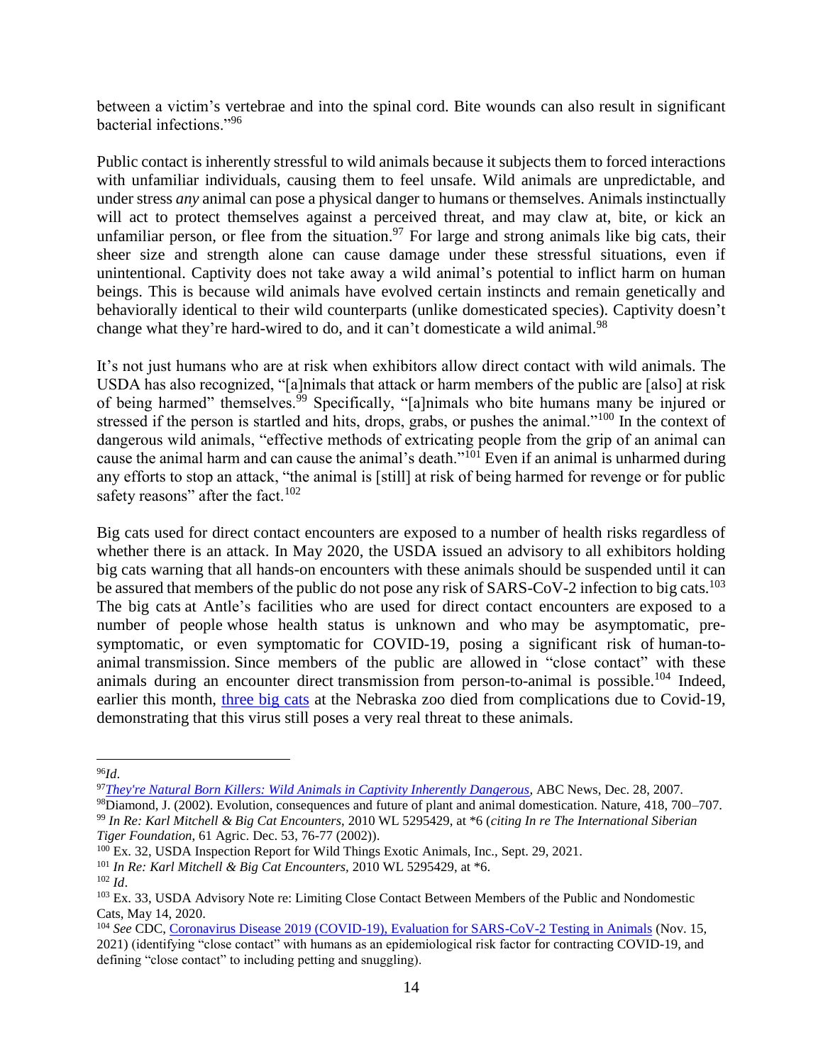between a victim's vertebrae and into the spinal cord. Bite wounds can also result in significant bacterial infections."[96]

Public contact is inherently stressful to wild animals because it subjects them to forced interactions with unfamiliar individuals, causing them to feel unsafe. Wild animals are unpredictable, and under stress *any* animal can pose a physical danger to humans or themselves. Animals instinctually will act to protect themselves against a perceived threat, and may claw at, bite, or kick an unfamiliar person, or flee from the situation.[97] For large and strong animals like big cats, their sheer size and strength alone can cause damage under these stressful situations, even if unintentional. Captivity does not take away a wild animal's potential to inflict harm on human beings. This is because wild animals have evolved certain instincts and remain genetically and behaviorally identical to their wild counterparts (unlike domesticated species). Captivity doesn't change what they're hard-wired to do, and it can't domesticate a wild animal.[98]

It's not just humans who are at risk when exhibitors allow direct contact with wild animals. The USDA has also recognized, "[a]nimals that attack or harm members of the public are [also] at risk of being harmed" themselves.[99] Specifically, "[a]nimals who bite humans many be injured or stressed if the person is startled and hits, drops, grabs, or pushes the animal."[100] In the context of dangerous wild animals, "effective methods of extricating people from the grip of an animal can cause the animal harm and can cause the animal's death."[101] Even if an animal is unharmed during any efforts to stop an attack, "the animal is [still] at risk of being harmed for revenge or for public safety reasons" after the fact.[102]

Big cats used for direct contact encounters are exposed to a number of health risks regardless of whether there is an attack. In May 2020, the USDA issued an advisory to all exhibitors holding big cats warning that all hands-on encounters with these animals should be suspended until it can be assured that members of the public do not pose any risk of SARS-CoV-2 infection to big cats.[103] The big cats at Antle's facilities who are used for direct contact encounters are exposed to a number of people whose health status is unknown and who may be asymptomatic, pre-symptomatic, or even symptomatic for COVID-19, posing a significant risk of human-to-animal transmission. Since members of the public are allowed in "close contact" with these animals during an encounter direct transmission from person-to-animal is possible.[104] Indeed, earlier this month, three big cats at the Nebraska zoo died from complications due to Covid-19, demonstrating that this virus still poses a very real threat to these animals.

---

[96] *Id*.

[97] *They're Natural Born Killers: Wild Animals in Captivity Inherently Dangerous*, ABC News, Dec. 28, 2007.

[98] Diamond, J. (2002). Evolution, consequences and future of plant and animal domestication. Nature, 418, 700–707.

[99] *In Re: Karl Mitchell & Big Cat Encounters*, 2010 WL 5295429, at *6 (*citing In re The International Siberian Tiger Foundation,* 61 Agric. Dec. 53, 76-77 (2002)).

[100] Ex. 32, USDA Inspection Report for Wild Things Exotic Animals, Inc., Sept. 29, 2021.

[101] *In Re: Karl Mitchell & Big Cat Encounters*, 2010 WL 5295429, at *6.

[102] *Id*.

[103] Ex. 33, USDA Advisory Note re: Limiting Close Contact Between Members of the Public and Nondomestic Cats, May 14, 2020.

[104] *See* CDC, Coronavirus Disease 2019 (COVID-19), Evaluation for SARS-CoV-2 Testing in Animals (Nov. 15, 2021) (identifying "close contact" with humans as an epidemiological risk factor for contracting COVID-19, and defining "close contact" to including petting and snuggling).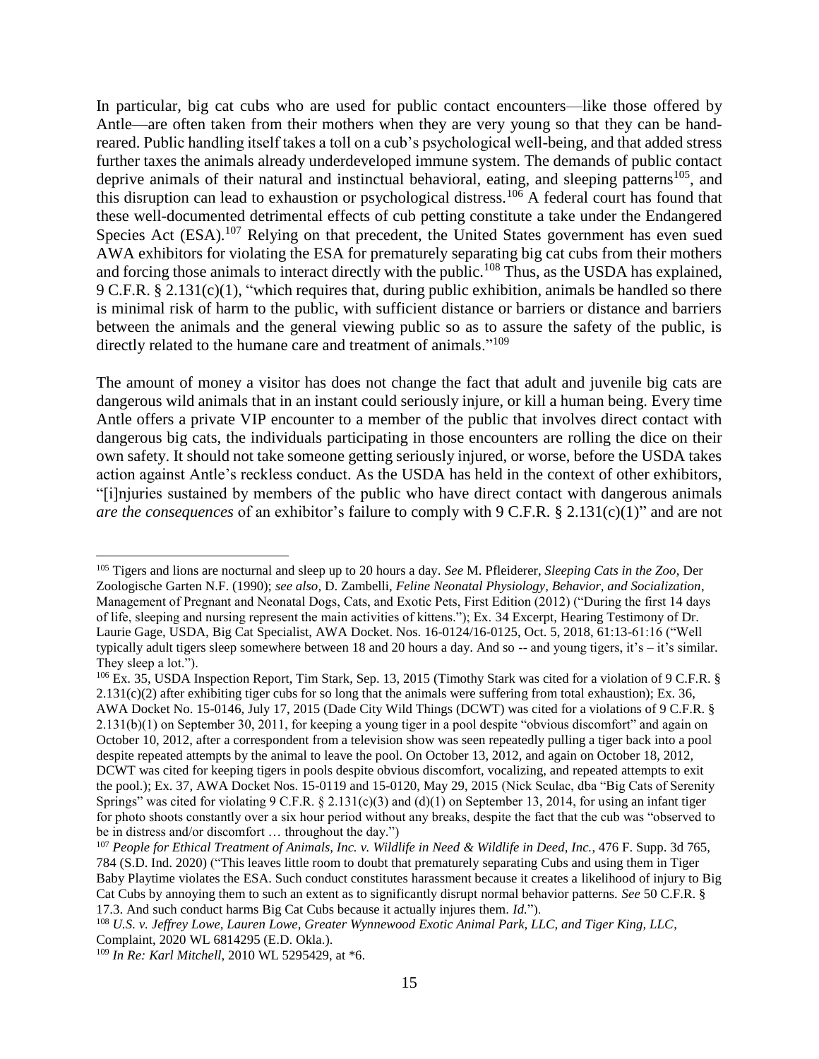In particular, big cat cubs who are used for public contact encounters—like those offered by Antle—are often taken from their mothers when they are very young so that they can be hand-reared. Public handling itself takes a toll on a cub's psychological well-being, and that added stress further taxes the animals already underdeveloped immune system. The demands of public contact deprive animals of their natural and instinctual behavioral, eating, and sleeping patterns[105], and this disruption can lead to exhaustion or psychological distress.[106] A federal court has found that these well-documented detrimental effects of cub petting constitute a take under the Endangered Species Act (ESA).[107] Relying on that precedent, the United States government has even sued AWA exhibitors for violating the ESA for prematurely separating big cat cubs from their mothers and forcing those animals to interact directly with the public.[108] Thus, as the USDA has explained, 9 C.F.R. § 2.131(c)(1), "which requires that, during public exhibition, animals be handled so there is minimal risk of harm to the public, with sufficient distance or barriers or distance and barriers between the animals and the general viewing public so as to assure the safety of the public, is directly related to the humane care and treatment of animals."[109]

The amount of money a visitor has does not change the fact that adult and juvenile big cats are dangerous wild animals that in an instant could seriously injure, or kill a human being. Every time Antle offers a private VIP encounter to a member of the public that involves direct contact with dangerous big cats, the individuals participating in those encounters are rolling the dice on their own safety. It should not take someone getting seriously injured, or worse, before the USDA takes action against Antle's reckless conduct. As the USDA has held in the context of other exhibitors, "[i]njuries sustained by members of the public who have direct contact with dangerous animals *are the consequences* of an exhibitor's failure to comply with 9 C.F.R. § 2.131(c)(1)" and are not

---

[105] Tigers and lions are nocturnal and sleep up to 20 hours a day. *See* M. Pfleiderer, *Sleeping Cats in the Zoo*, Der Zoologische Garten N.F. (1990); *see also*, D. Zambelli, *Feline Neonatal Physiology, Behavior, and Socialization*, Management of Pregnant and Neonatal Dogs, Cats, and Exotic Pets, First Edition (2012) ("During the first 14 days of life, sleeping and nursing represent the main activities of kittens."); Ex. 34 Excerpt, Hearing Testimony of Dr. Laurie Gage, USDA, Big Cat Specialist, AWA Docket. Nos. 16-0124/16-0125, Oct. 5, 2018, 61:13-61:16 ("Well typically adult tigers sleep somewhere between 18 and 20 hours a day. And so -- and young tigers, it's – it's similar. They sleep a lot.").

[106] Ex. 35, USDA Inspection Report, Tim Stark, Sep. 13, 2015 (Timothy Stark was cited for a violation of 9 C.F.R. § 2.131(c)(2) after exhibiting tiger cubs for so long that the animals were suffering from total exhaustion); Ex. 36, AWA Docket No. 15-0146, July 17, 2015 (Dade City Wild Things (DCWT) was cited for a violations of 9 C.F.R. § 2.131(b)(1) on September 30, 2011, for keeping a young tiger in a pool despite "obvious discomfort" and again on October 10, 2012, after a correspondent from a television show was seen repeatedly pulling a tiger back into a pool despite repeated attempts by the animal to leave the pool. On October 13, 2012, and again on October 18, 2012, DCWT was cited for keeping tigers in pools despite obvious discomfort, vocalizing, and repeated attempts to exit the pool.); Ex. 37, AWA Docket Nos. 15-0119 and 15-0120, May 29, 2015 (Nick Sculac, dba "Big Cats of Serenity Springs" was cited for violating 9 C.F.R. § 2.131(c)(3) and (d)(1) on September 13, 2014, for using an infant tiger for photo shoots constantly over a six hour period without any breaks, despite the fact that the cub was "observed to be in distress and/or discomfort … throughout the day.")

[107] *People for Ethical Treatment of Animals, Inc. v. Wildlife in Need & Wildlife in Deed, Inc.*, 476 F. Supp. 3d 765, 784 (S.D. Ind. 2020) ("This leaves little room to doubt that prematurely separating Cubs and using them in Tiger Baby Playtime violates the ESA. Such conduct constitutes harassment because it creates a likelihood of injury to Big Cat Cubs by annoying them to such an extent as to significantly disrupt normal behavior patterns. *See* 50 C.F.R. § 17.3. And such conduct harms Big Cat Cubs because it actually injures them. *Id.*").

[108] *U.S. v. Jeffrey Lowe, Lauren Lowe, Greater Wynnewood Exotic Animal Park, LLC, and Tiger King, LLC*, Complaint, 2020 WL 6814295 (E.D. Okla.).

[109] *In Re: Karl Mitchell*, 2010 WL 5295429, at *6.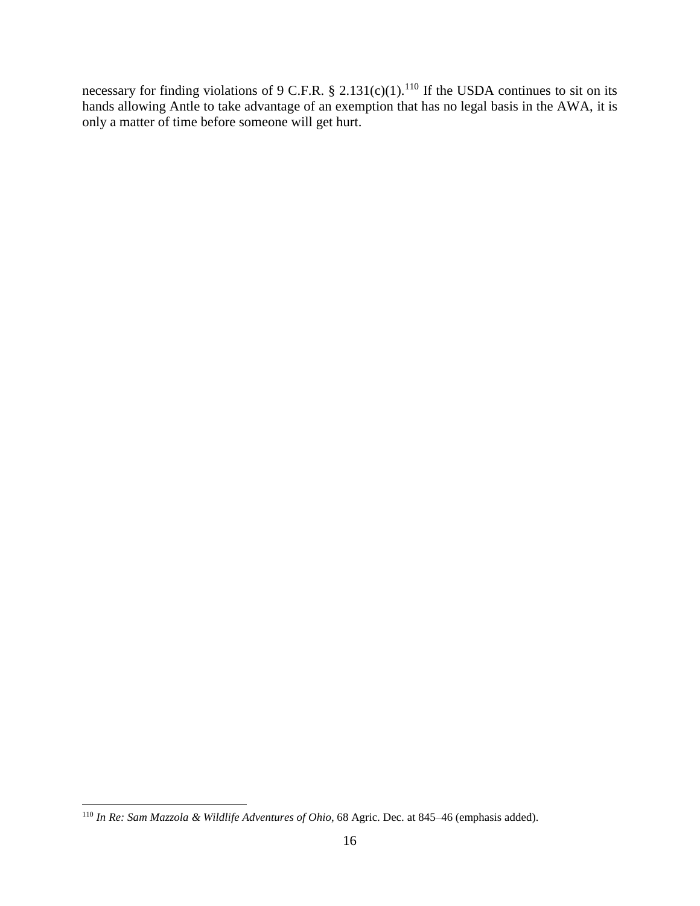necessary for finding violations of 9 C.F.R. § 2.131(c)(1).[110] If the USDA continues to sit on its hands allowing Antle to take advantage of an exemption that has no legal basis in the AWA, it is only a matter of time before someone will get hurt.

---

[110] *In Re: Sam Mazzola & Wildlife Adventures of Ohio*, 68 Agric. Dec. at 845–46 (emphasis added).